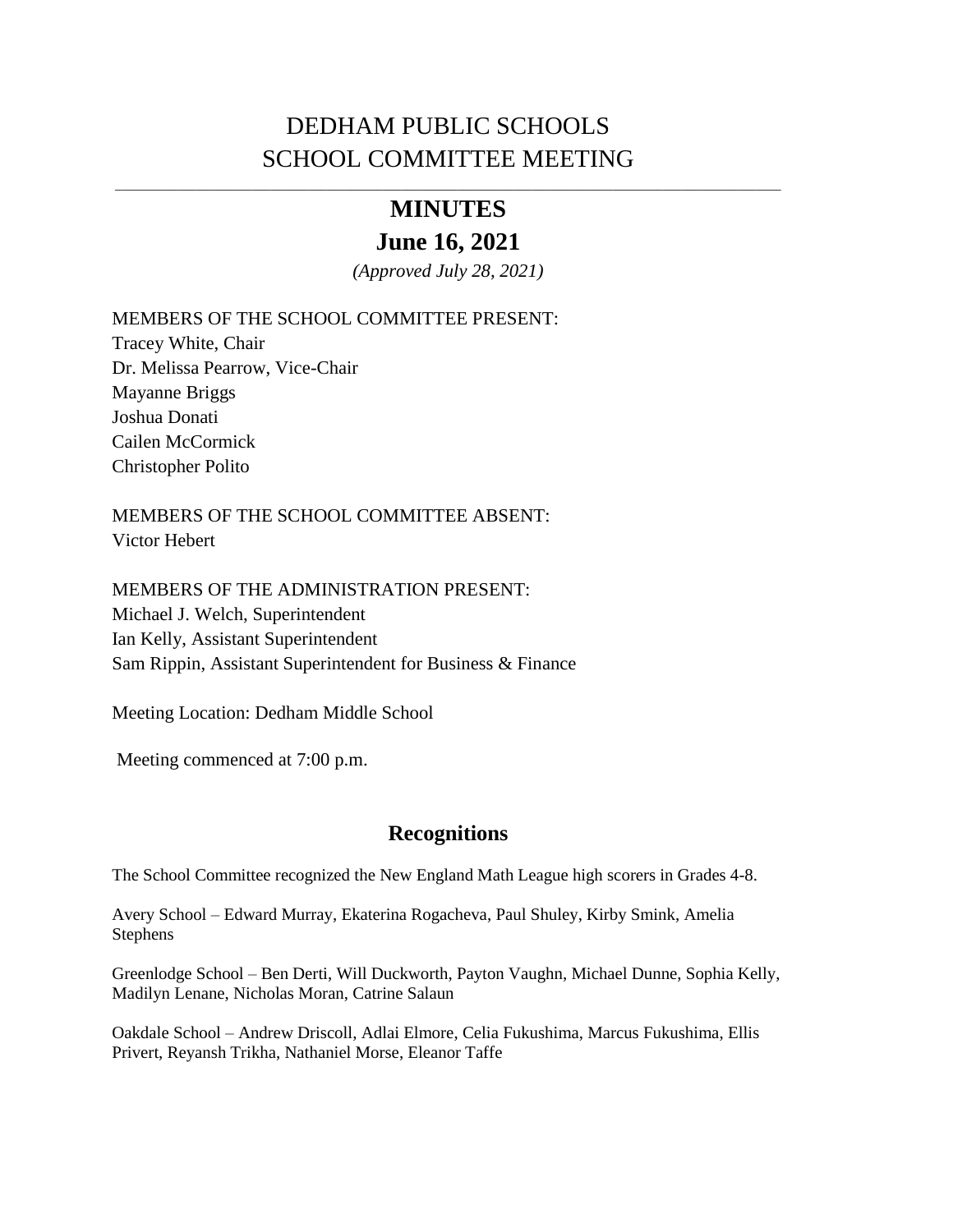# DEDHAM PUBLIC SCHOOLS
# SCHOOL COMMITTEE MEETING

## MINUTES

## June 16, 2021

*(Approved July 28, 2021)*

MEMBERS OF THE SCHOOL COMMITTEE PRESENT:
Tracey White, Chair
Dr. Melissa Pearrow, Vice-Chair
Mayanne Briggs
Joshua Donati
Cailen McCormick
Christopher Polito

MEMBERS OF THE SCHOOL COMMITTEE ABSENT:
Victor Hebert

MEMBERS OF THE ADMINISTRATION PRESENT:
Michael J. Welch, Superintendent
Ian Kelly, Assistant Superintendent
Sam Rippin, Assistant Superintendent for Business & Finance

Meeting Location: Dedham Middle School

Meeting commenced at 7:00 p.m.

## Recognitions

The School Committee recognized the New England Math League high scorers in Grades 4-8.

Avery School – Edward Murray, Ekaterina Rogacheva, Paul Shuley, Kirby Smink, Amelia Stephens

Greenlodge School – Ben Derti, Will Duckworth, Payton Vaughn, Michael Dunne, Sophia Kelly, Madilyn Lenane, Nicholas Moran, Catrine Salaun

Oakdale School – Andrew Driscoll, Adlai Elmore, Celia Fukushima, Marcus Fukushima, Ellis Privert, Reyansh Trikha, Nathaniel Morse, Eleanor Taffe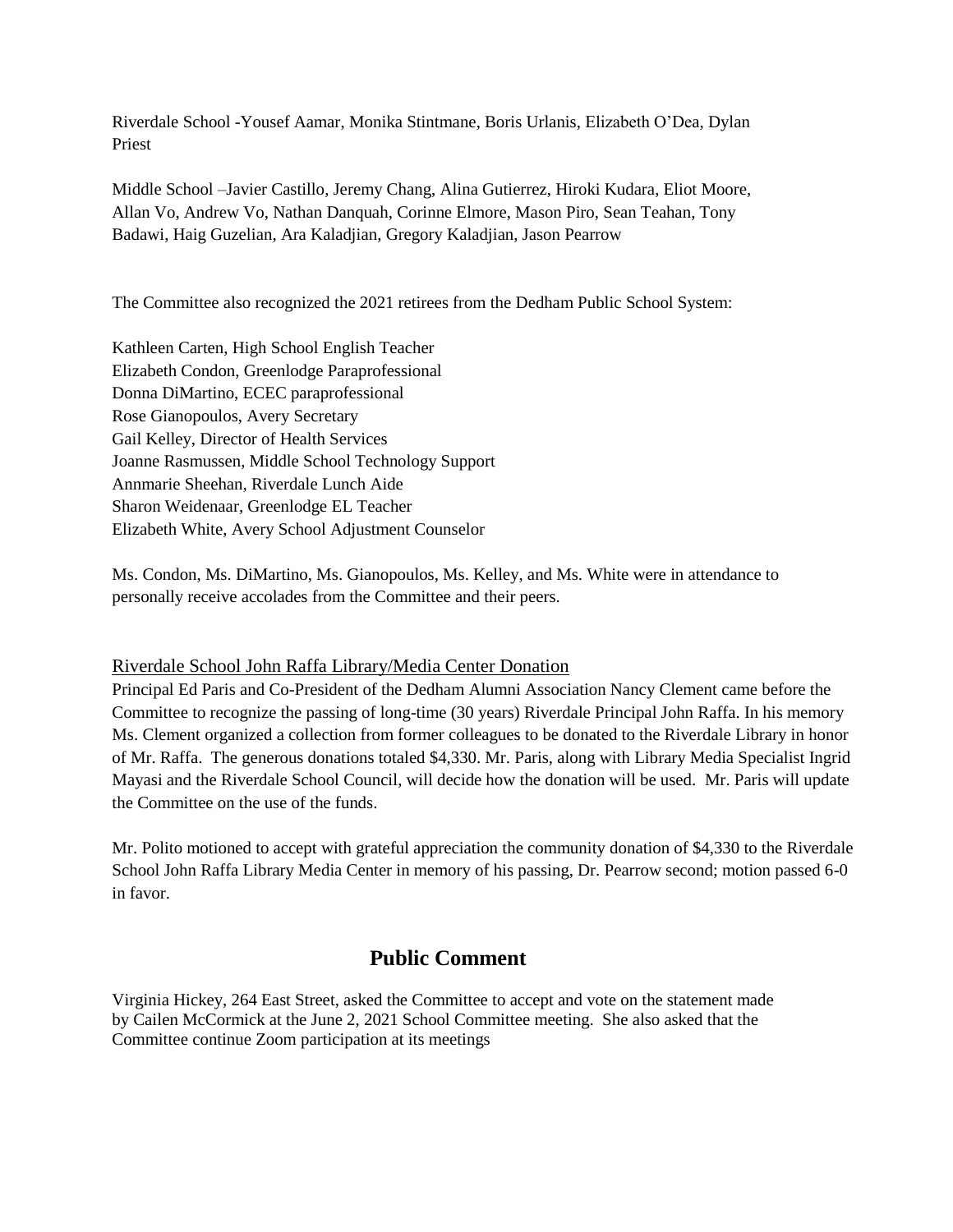Riverdale School -Yousef Aamar, Monika Stintmane, Boris Urlanis, Elizabeth O'Dea, Dylan Priest

Middle School –Javier Castillo, Jeremy Chang, Alina Gutierrez, Hiroki Kudara, Eliot Moore, Allan Vo, Andrew Vo, Nathan Danquah, Corinne Elmore, Mason Piro, Sean Teahan, Tony Badawi, Haig Guzelian, Ara Kaladjian, Gregory Kaladjian, Jason Pearrow

The Committee also recognized the 2021 retirees from the Dedham Public School System:

Kathleen Carten, High School English Teacher
Elizabeth Condon, Greenlodge Paraprofessional
Donna DiMartino, ECEC paraprofessional
Rose Gianopoulos, Avery Secretary
Gail Kelley, Director of Health Services
Joanne Rasmussen, Middle School Technology Support
Annmarie Sheehan, Riverdale Lunch Aide
Sharon Weidenaar, Greenlodge EL Teacher
Elizabeth White, Avery School Adjustment Counselor

Ms. Condon, Ms. DiMartino, Ms. Gianopoulos, Ms. Kelley, and Ms. White were in attendance to personally receive accolades from the Committee and their peers.

Riverdale School John Raffa Library/Media Center Donation

Principal Ed Paris and Co-President of the Dedham Alumni Association Nancy Clement came before the Committee to recognize the passing of long-time (30 years) Riverdale Principal John Raffa. In his memory Ms. Clement organized a collection from former colleagues to be donated to the Riverdale Library in honor of Mr. Raffa. The generous donations totaled $4,330. Mr. Paris, along with Library Media Specialist Ingrid Mayasi and the Riverdale School Council, will decide how the donation will be used. Mr. Paris will update the Committee on the use of the funds.

Mr. Polito motioned to accept with grateful appreciation the community donation of $4,330 to the Riverdale School John Raffa Library Media Center in memory of his passing, Dr. Pearrow second; motion passed 6-0 in favor.

## Public Comment

Virginia Hickey, 264 East Street, asked the Committee to accept and vote on the statement made by Cailen McCormick at the June 2, 2021 School Committee meeting. She also asked that the Committee continue Zoom participation at its meetings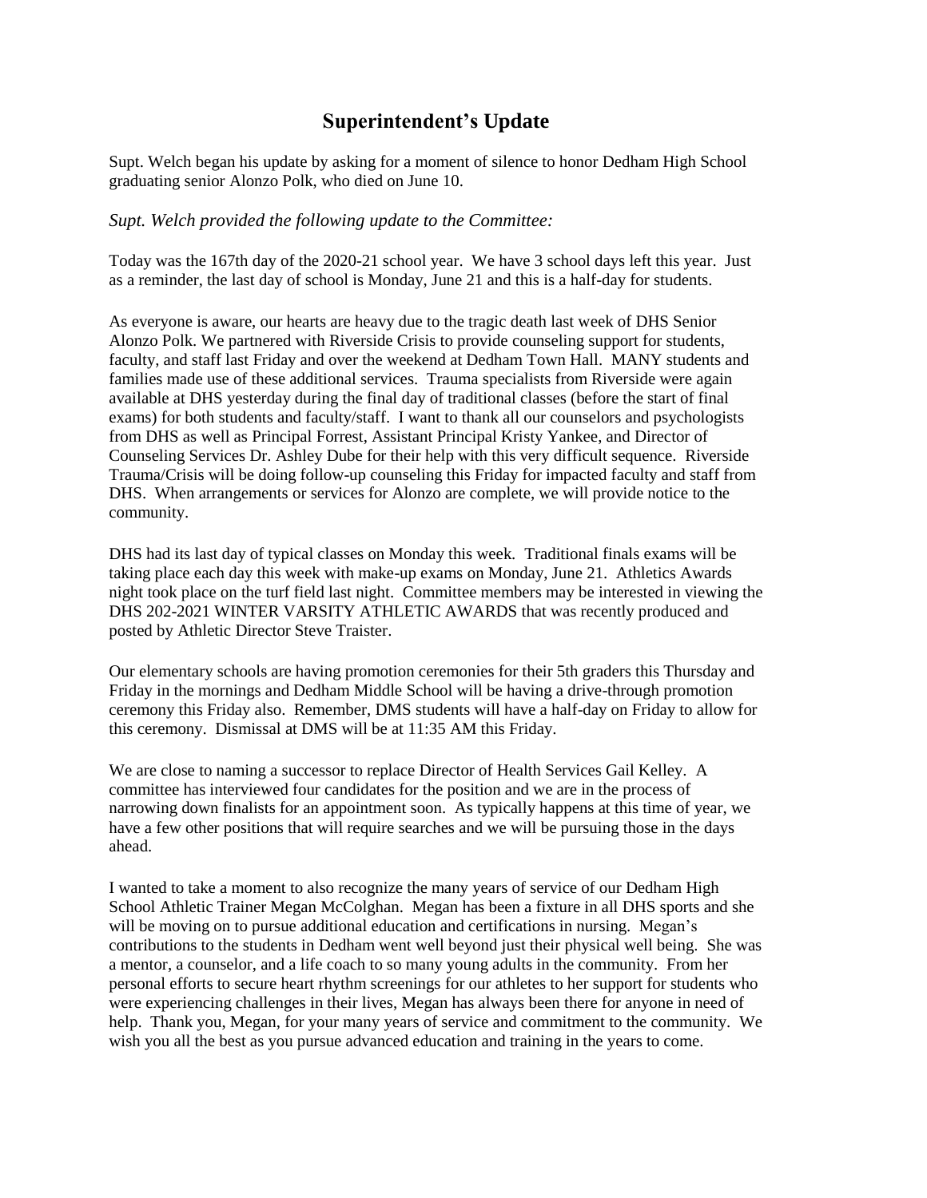## Superintendent's Update

Supt. Welch began his update by asking for a moment of silence to honor Dedham High School graduating senior Alonzo Polk, who died on June 10.

*Supt. Welch provided the following update to the Committee:*

Today was the 167th day of the 2020-21 school year. We have 3 school days left this year. Just as a reminder, the last day of school is Monday, June 21 and this is a half-day for students.

As everyone is aware, our hearts are heavy due to the tragic death last week of DHS Senior Alonzo Polk. We partnered with Riverside Crisis to provide counseling support for students, faculty, and staff last Friday and over the weekend at Dedham Town Hall. MANY students and families made use of these additional services. Trauma specialists from Riverside were again available at DHS yesterday during the final day of traditional classes (before the start of final exams) for both students and faculty/staff. I want to thank all our counselors and psychologists from DHS as well as Principal Forrest, Assistant Principal Kristy Yankee, and Director of Counseling Services Dr. Ashley Dube for their help with this very difficult sequence. Riverside Trauma/Crisis will be doing follow-up counseling this Friday for impacted faculty and staff from DHS. When arrangements or services for Alonzo are complete, we will provide notice to the community.

DHS had its last day of typical classes on Monday this week. Traditional finals exams will be taking place each day this week with make-up exams on Monday, June 21. Athletics Awards night took place on the turf field last night. Committee members may be interested in viewing the DHS 202-2021 WINTER VARSITY ATHLETIC AWARDS that was recently produced and posted by Athletic Director Steve Traister.

Our elementary schools are having promotion ceremonies for their 5th graders this Thursday and Friday in the mornings and Dedham Middle School will be having a drive-through promotion ceremony this Friday also. Remember, DMS students will have a half-day on Friday to allow for this ceremony. Dismissal at DMS will be at 11:35 AM this Friday.

We are close to naming a successor to replace Director of Health Services Gail Kelley. A committee has interviewed four candidates for the position and we are in the process of narrowing down finalists for an appointment soon. As typically happens at this time of year, we have a few other positions that will require searches and we will be pursuing those in the days ahead.

I wanted to take a moment to also recognize the many years of service of our Dedham High School Athletic Trainer Megan McColghan. Megan has been a fixture in all DHS sports and she will be moving on to pursue additional education and certifications in nursing. Megan's contributions to the students in Dedham went well beyond just their physical well being. She was a mentor, a counselor, and a life coach to so many young adults in the community. From her personal efforts to secure heart rhythm screenings for our athletes to her support for students who were experiencing challenges in their lives, Megan has always been there for anyone in need of help. Thank you, Megan, for your many years of service and commitment to the community. We wish you all the best as you pursue advanced education and training in the years to come.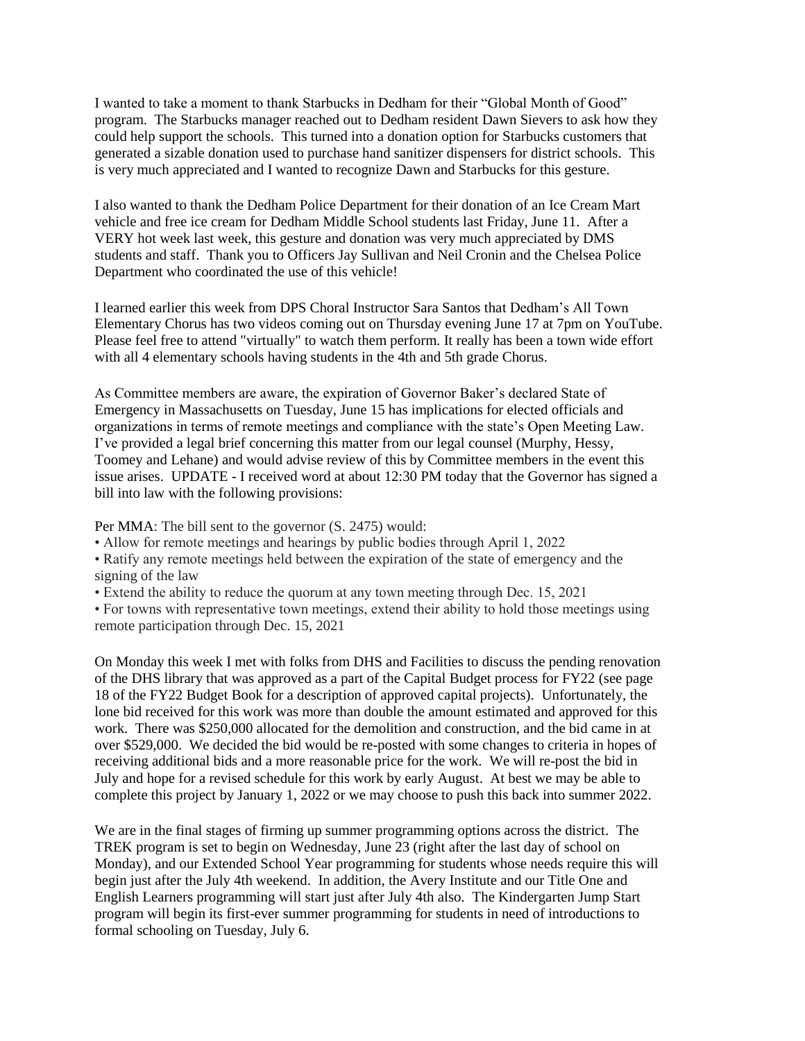I wanted to take a moment to thank Starbucks in Dedham for their "Global Month of Good" program. The Starbucks manager reached out to Dedham resident Dawn Sievers to ask how they could help support the schools. This turned into a donation option for Starbucks customers that generated a sizable donation used to purchase hand sanitizer dispensers for district schools. This is very much appreciated and I wanted to recognize Dawn and Starbucks for this gesture.

I also wanted to thank the Dedham Police Department for their donation of an Ice Cream Mart vehicle and free ice cream for Dedham Middle School students last Friday, June 11. After a VERY hot week last week, this gesture and donation was very much appreciated by DMS students and staff. Thank you to Officers Jay Sullivan and Neil Cronin and the Chelsea Police Department who coordinated the use of this vehicle!

I learned earlier this week from DPS Choral Instructor Sara Santos that Dedham's All Town Elementary Chorus has two videos coming out on Thursday evening June 17 at 7pm on YouTube. Please feel free to attend "virtually" to watch them perform. It really has been a town wide effort with all 4 elementary schools having students in the 4th and 5th grade Chorus.

As Committee members are aware, the expiration of Governor Baker's declared State of Emergency in Massachusetts on Tuesday, June 15 has implications for elected officials and organizations in terms of remote meetings and compliance with the state's Open Meeting Law. I've provided a legal brief concerning this matter from our legal counsel (Murphy, Hessy, Toomey and Lehane) and would advise review of this by Committee members in the event this issue arises. UPDATE - I received word at about 12:30 PM today that the Governor has signed a bill into law with the following provisions:

Per MMA: The bill sent to the governor (S. 2475) would:

- Allow for remote meetings and hearings by public bodies through April 1, 2022
- Ratify any remote meetings held between the expiration of the state of emergency and the signing of the law
- Extend the ability to reduce the quorum at any town meeting through Dec. 15, 2021
- For towns with representative town meetings, extend their ability to hold those meetings using remote participation through Dec. 15, 2021

On Monday this week I met with folks from DHS and Facilities to discuss the pending renovation of the DHS library that was approved as a part of the Capital Budget process for FY22 (see page 18 of the FY22 Budget Book for a description of approved capital projects). Unfortunately, the lone bid received for this work was more than double the amount estimated and approved for this work. There was $250,000 allocated for the demolition and construction, and the bid came in at over $529,000. We decided the bid would be re-posted with some changes to criteria in hopes of receiving additional bids and a more reasonable price for the work. We will re-post the bid in July and hope for a revised schedule for this work by early August. At best we may be able to complete this project by January 1, 2022 or we may choose to push this back into summer 2022.

We are in the final stages of firming up summer programming options across the district. The TREK program is set to begin on Wednesday, June 23 (right after the last day of school on Monday), and our Extended School Year programming for students whose needs require this will begin just after the July 4th weekend. In addition, the Avery Institute and our Title One and English Learners programming will start just after July 4th also. The Kindergarten Jump Start program will begin its first-ever summer programming for students in need of introductions to formal schooling on Tuesday, July 6.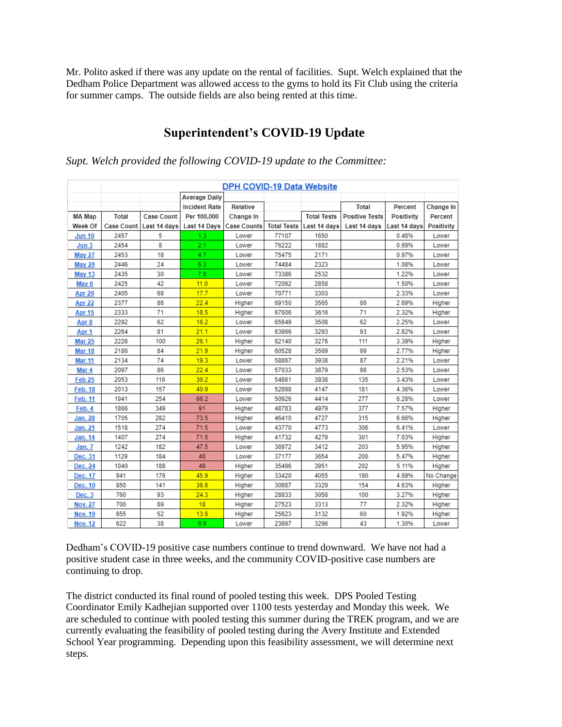Mr. Polito asked if there was any update on the rental of facilities. Supt. Welch explained that the Dedham Police Department was allowed access to the gyms to hold its Fit Club using the criteria for summer camps. The outside fields are also being rented at this time.

## Superintendent's COVID-19 Update

*Supt. Welch provided the following COVID-19 update to the Committee:*

| DPH COVID-19 Data Website | | | | | | | | | |
|---|---|---|---|---|---|---|---|---|---|
| MA Map Week Of | Total Case Count | Case Count Last 14 days | Average Daily Incident Rate Per 100,000 Last 14 Days | Relative Change In Case Counts | Total Tests | Total Tests Last 14 days | Total Positive Tests Last 14 days | Percent Positivity Last 14 days | Change In Percent Positivity |
| Jun 10 | 2457 | 5 | 1.3 | Lower | 77107 | 1650 | | 0.48% | Lower |
| Jun 3 | 2454 | 8 | 2.1 | Lower | 76222 | 1882 | | 0.69% | Lower |
| May 27 | 2453 | 18 | 4.7 | Lower | 75475 | 2171 | | 0.97% | Lower |
| May 20 | 2446 | 24 | 6.3 | Lower | 74484 | 2323 | | 1.08% | Lower |
| May 13 | 2435 | 30 | 7.8 | Lower | 73386 | 2532 | | 1.22% | Lower |
| May 6 | 2425 | 42 | 11.0 | Lower | 72092 | 2858 | | 1.50% | Lower |
| Apr 29 | 2405 | 68 | 17.7 | Lower | 70771 | 3303 | | 2.33% | Lower |
| Apr 22 | 2377 | 86 | 22.4 | Higher | 69150 | 3565 | 86 | 2.69% | Higher |
| Apr 15 | 2333 | 71 | 18.5 | Higher | 67606 | 3616 | 71 | 2.32% | Higher |
| Apr 8 | 2292 | 62 | 16.2 | Lower | 65649 | 3508 | 62 | 2.25% | Lower |
| Apr 1 | 2264 | 81 | 21.1 | Lower | 63966 | 3293 | 93 | 2.82% | Lower |
| Mar 25 | 2226 | 100 | 26.1 | Higher | 62140 | 3276 | 111 | 3.39% | Higher |
| Mar 18 | 2186 | 84 | 21.9 | Higher | 60528 | 3569 | 99 | 2.77% | Higher |
| Mar 11 | 2134 | 74 | 19.3 | Lower | 58867 | 3938 | 87 | 2.21% | Lower |
| Mar 4 | 2097 | 86 | 22.4 | Lower | 57033 | 3879 | 98 | 2.53% | Lower |
| Feb 25 | 2053 | 116 | 30.2 | Lower | 54861 | 3938 | 135 | 3.43% | Lower |
| Feb. 18 | 2013 | 157 | 40.9 | Lower | 52898 | 4147 | 181 | 4.36% | Lower |
| Feb. 11 | 1941 | 254 | 66.2 | Lower | 50926 | 4414 | 277 | 6.28% | Lower |
| Feb. 4 | 1866 | 349 | 91 | Higher | 48783 | 4979 | 377 | 7.57% | Higher |
| Jan. 28 | 1705 | 282 | 73.5 | Higher | 46410 | 4727 | 315 | 6.66% | Higher |
| Jan. 21 | 1518 | 274 | 71.5 | Lower | 43770 | 4773 | 306 | 6.41% | Lower |
| Jan. 14 | 1407 | 274 | 71.5 | Higher | 41732 | 4279 | 301 | 7.03% | Higher |
| Jan. 7 | 1242 | 182 | 47.5 | Lower | 38972 | 3412 | 203 | 5.95% | Higher |
| Dec. 31 | 1129 | 184 | 48 | Lower | 37177 | 3654 | 200 | 5.47% | Higher |
| Dec. 24 | 1040 | 188 | 49 | Higher | 35496 | 3951 | 202 | 5.11% | Higher |
| Dec. 17 | 941 | 176 | 45.9 | Higher | 33420 | 4055 | 190 | 4.69% | No Change |
| Dec. 10 | 850 | 141 | 36.8 | Higher | 30887 | 3329 | 154 | 4.63% | Higher |
| Dec. 3 | 760 | 93 | 24.3 | Higher | 28833 | 3058 | 100 | 3.27% | Higher |
| Nov. 27 | 700 | 69 | 18 | Higher | 27523 | 3313 | 77 | 2.32% | Higher |
| Nov. 19 | 655 | 52 | 13.6 | Higher | 25623 | 3132 | 60 | 1.92% | Higher |
| Nov. 12 | 622 | 38 | 9.9 | Lower | 23997 | 3296 | 43 | 1.30% | Lower |

Dedham's COVID-19 positive case numbers continue to trend downward. We have not had a positive student case in three weeks, and the community COVID-positive case numbers are continuing to drop.

The district conducted its final round of pooled testing this week. DPS Pooled Testing Coordinator Emily Kadhejian supported over 1100 tests yesterday and Monday this week. We are scheduled to continue with pooled testing this summer during the TREK program, and we are currently evaluating the feasibility of pooled testing during the Avery Institute and Extended School Year programming. Depending upon this feasibility assessment, we will determine next steps.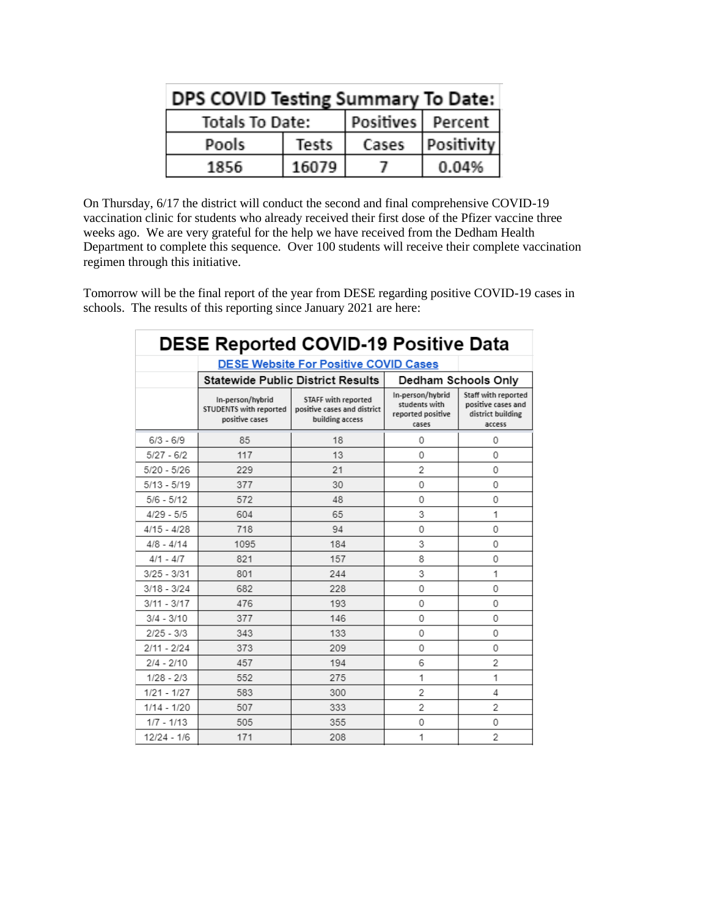| DPS COVID Testing Summary To Date: | | | |
|---|---|---|---|
| Totals To Date: | | Positives | Percent |
| Pools | Tests | Cases | Positivity |
| 1856 | 16079 | 7 | 0.04% |

On Thursday, 6/17 the district will conduct the second and final comprehensive COVID-19 vaccination clinic for students who already received their first dose of the Pfizer vaccine three weeks ago. We are very grateful for the help we have received from the Dedham Health Department to complete this sequence. Over 100 students will receive their complete vaccination regimen through this initiative.

Tomorrow will be the final report of the year from DESE regarding positive COVID-19 cases in schools. The results of this reporting since January 2021 are here:

| DESE Reported COVID-19 Positive Data | | | | |
|---|---|---|---|---|
| | DESE Website For Positive COVID Cases | | | |
| | Statewide Public District Results | | Dedham Schools Only | |
| | In-person/hybrid STUDENTS with reported positive cases | STAFF with reported positive cases and district building access | In-person/hybrid students with reported positive cases | Staff with reported positive cases and district building access |
| 6/3 - 6/9 | 85 | 18 | 0 | 0 |
| 5/27 - 6/2 | 117 | 13 | 0 | 0 |
| 5/20 - 5/26 | 229 | 21 | 2 | 0 |
| 5/13 - 5/19 | 377 | 30 | 0 | 0 |
| 5/6 - 5/12 | 572 | 48 | 0 | 0 |
| 4/29 - 5/5 | 604 | 65 | 3 | 1 |
| 4/15 - 4/28 | 718 | 94 | 0 | 0 |
| 4/8 - 4/14 | 1095 | 184 | 3 | 0 |
| 4/1 - 4/7 | 821 | 157 | 8 | 0 |
| 3/25 - 3/31 | 801 | 244 | 3 | 1 |
| 3/18 - 3/24 | 682 | 228 | 0 | 0 |
| 3/11 - 3/17 | 476 | 193 | 0 | 0 |
| 3/4 - 3/10 | 377 | 146 | 0 | 0 |
| 2/25 - 3/3 | 343 | 133 | 0 | 0 |
| 2/11 - 2/24 | 373 | 209 | 0 | 0 |
| 2/4 - 2/10 | 457 | 194 | 6 | 2 |
| 1/28 - 2/3 | 552 | 275 | 1 | 1 |
| 1/21 - 1/27 | 583 | 300 | 2 | 4 |
| 1/14 - 1/20 | 507 | 333 | 2 | 2 |
| 1/7 - 1/13 | 505 | 355 | 0 | 0 |
| 12/24 - 1/6 | 171 | 208 | 1 | 2 |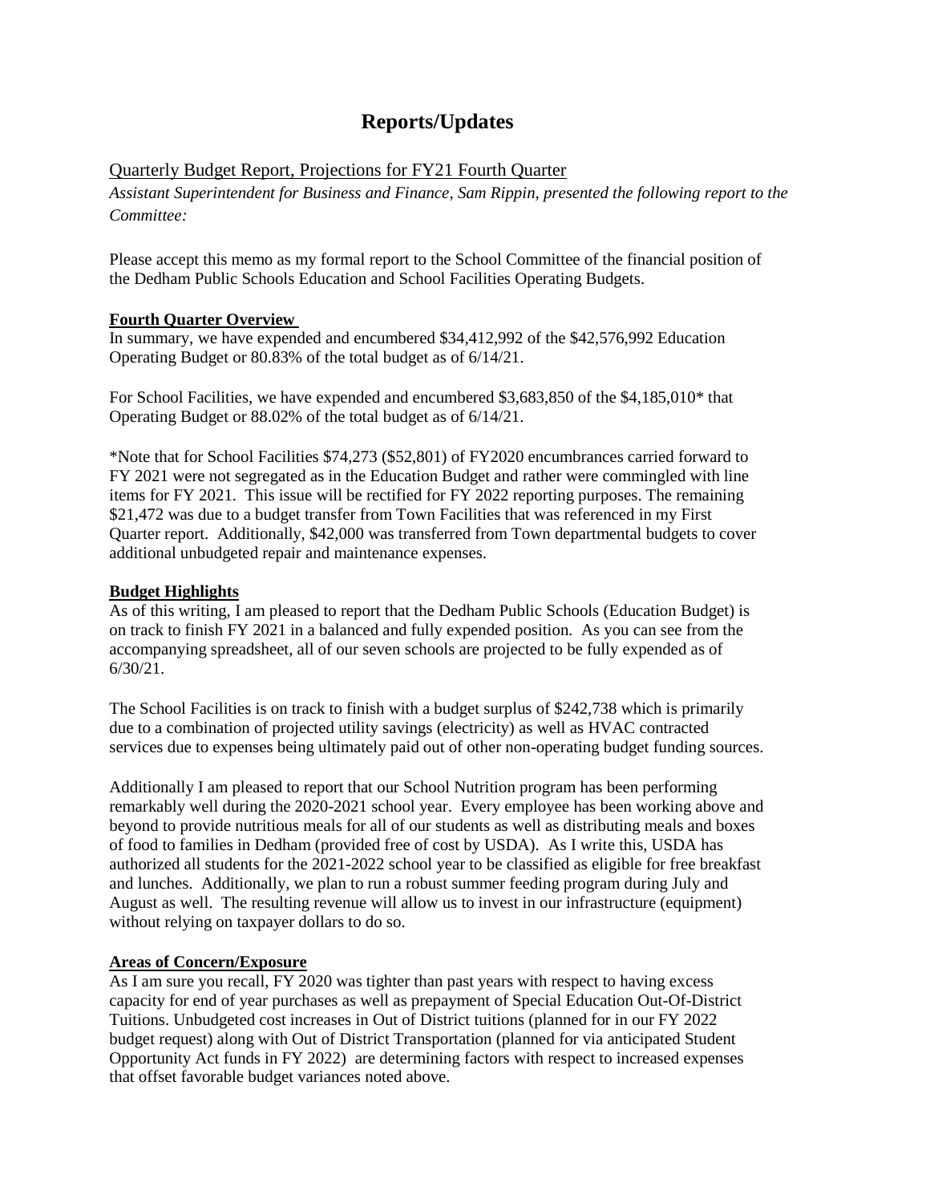# Reports/Updates

## Quarterly Budget Report, Projections for FY21 Fourth Quarter

*Assistant Superintendent for Business and Finance, Sam Rippin, presented the following report to the Committee:*

Please accept this memo as my formal report to the School Committee of the financial position of the Dedham Public Schools Education and School Facilities Operating Budgets.

**Fourth Quarter Overview**

In summary, we have expended and encumbered $34,412,992 of the $42,576,992 Education Operating Budget or 80.83% of the total budget as of 6/14/21.

For School Facilities, we have expended and encumbered $3,683,850 of the $4,185,010* that Operating Budget or 88.02% of the total budget as of 6/14/21.

*Note that for School Facilities $74,273 ($52,801) of FY2020 encumbrances carried forward to FY 2021 were not segregated as in the Education Budget and rather were commingled with line items for FY 2021. This issue will be rectified for FY 2022 reporting purposes. The remaining $21,472 was due to a budget transfer from Town Facilities that was referenced in my First Quarter report. Additionally, $42,000 was transferred from Town departmental budgets to cover additional unbudgeted repair and maintenance expenses.

**Budget Highlights**

As of this writing, I am pleased to report that the Dedham Public Schools (Education Budget) is on track to finish FY 2021 in a balanced and fully expended position. As you can see from the accompanying spreadsheet, all of our seven schools are projected to be fully expended as of 6/30/21.

The School Facilities is on track to finish with a budget surplus of $242,738 which is primarily due to a combination of projected utility savings (electricity) as well as HVAC contracted services due to expenses being ultimately paid out of other non-operating budget funding sources.

Additionally I am pleased to report that our School Nutrition program has been performing remarkably well during the 2020-2021 school year. Every employee has been working above and beyond to provide nutritious meals for all of our students as well as distributing meals and boxes of food to families in Dedham (provided free of cost by USDA). As I write this, USDA has authorized all students for the 2021-2022 school year to be classified as eligible for free breakfast and lunches. Additionally, we plan to run a robust summer feeding program during July and August as well. The resulting revenue will allow us to invest in our infrastructure (equipment) without relying on taxpayer dollars to do so.

**Areas of Concern/Exposure**

As I am sure you recall, FY 2020 was tighter than past years with respect to having excess capacity for end of year purchases as well as prepayment of Special Education Out-Of-District Tuitions. Unbudgeted cost increases in Out of District tuitions (planned for in our FY 2022 budget request) along with Out of District Transportation (planned for via anticipated Student Opportunity Act funds in FY 2022) are determining factors with respect to increased expenses that offset favorable budget variances noted above.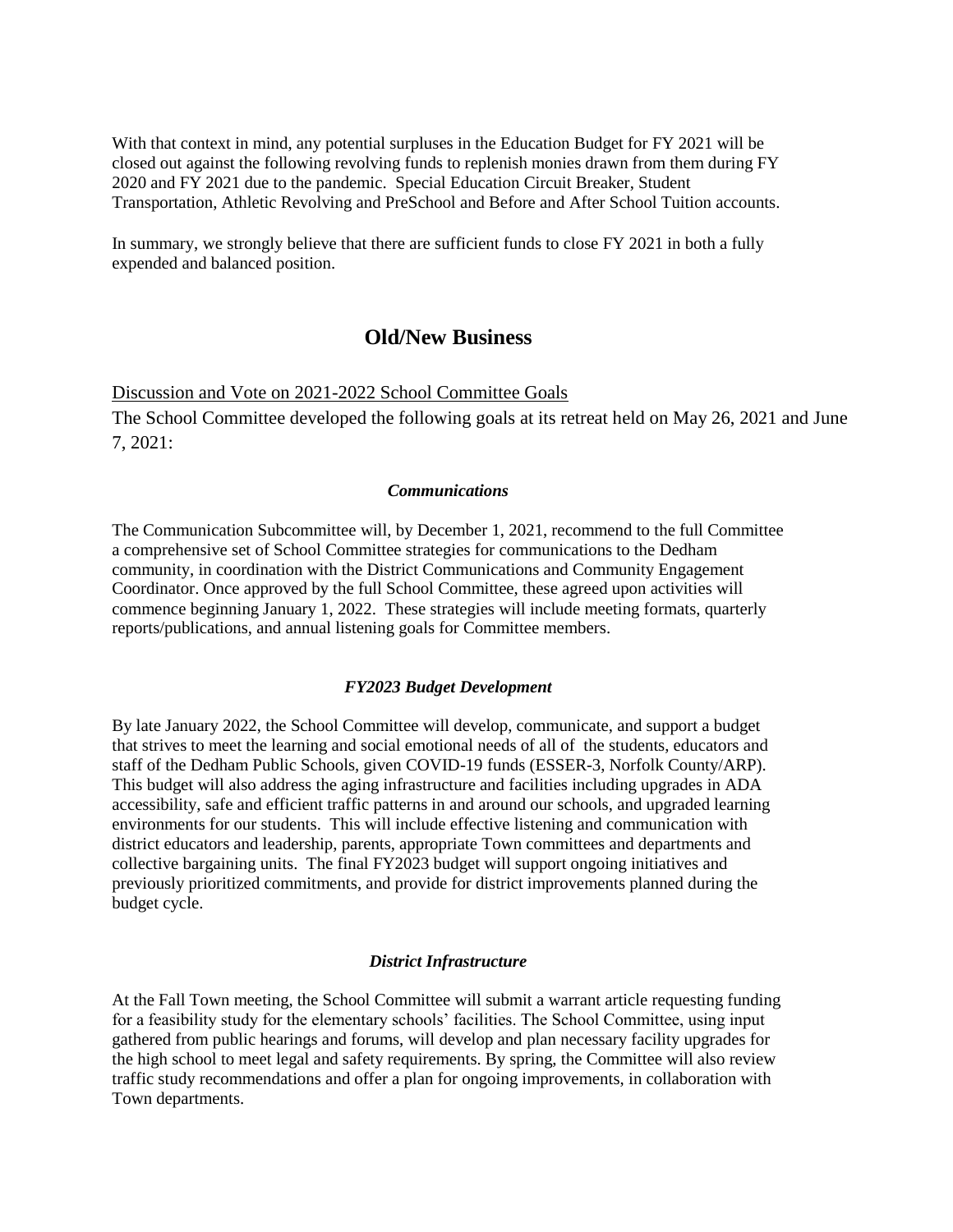With that context in mind, any potential surpluses in the Education Budget for FY 2021 will be closed out against the following revolving funds to replenish monies drawn from them during FY 2020 and FY 2021 due to the pandemic. Special Education Circuit Breaker, Student Transportation, Athletic Revolving and PreSchool and Before and After School Tuition accounts.

In summary, we strongly believe that there are sufficient funds to close FY 2021 in both a fully expended and balanced position.

## Old/New Business

Discussion and Vote on 2021-2022 School Committee Goals

The School Committee developed the following goals at its retreat held on May 26, 2021 and June 7, 2021:

***Communications***

The Communication Subcommittee will, by December 1, 2021, recommend to the full Committee a comprehensive set of School Committee strategies for communications to the Dedham community, in coordination with the District Communications and Community Engagement Coordinator. Once approved by the full School Committee, these agreed upon activities will commence beginning January 1, 2022. These strategies will include meeting formats, quarterly reports/publications, and annual listening goals for Committee members.

***FY2023 Budget Development***

By late January 2022, the School Committee will develop, communicate, and support a budget that strives to meet the learning and social emotional needs of all of the students, educators and staff of the Dedham Public Schools, given COVID-19 funds (ESSER-3, Norfolk County/ARP). This budget will also address the aging infrastructure and facilities including upgrades in ADA accessibility, safe and efficient traffic patterns in and around our schools, and upgraded learning environments for our students. This will include effective listening and communication with district educators and leadership, parents, appropriate Town committees and departments and collective bargaining units. The final FY2023 budget will support ongoing initiatives and previously prioritized commitments, and provide for district improvements planned during the budget cycle.

***District Infrastructure***

At the Fall Town meeting, the School Committee will submit a warrant article requesting funding for a feasibility study for the elementary schools' facilities. The School Committee, using input gathered from public hearings and forums, will develop and plan necessary facility upgrades for the high school to meet legal and safety requirements. By spring, the Committee will also review traffic study recommendations and offer a plan for ongoing improvements, in collaboration with Town departments.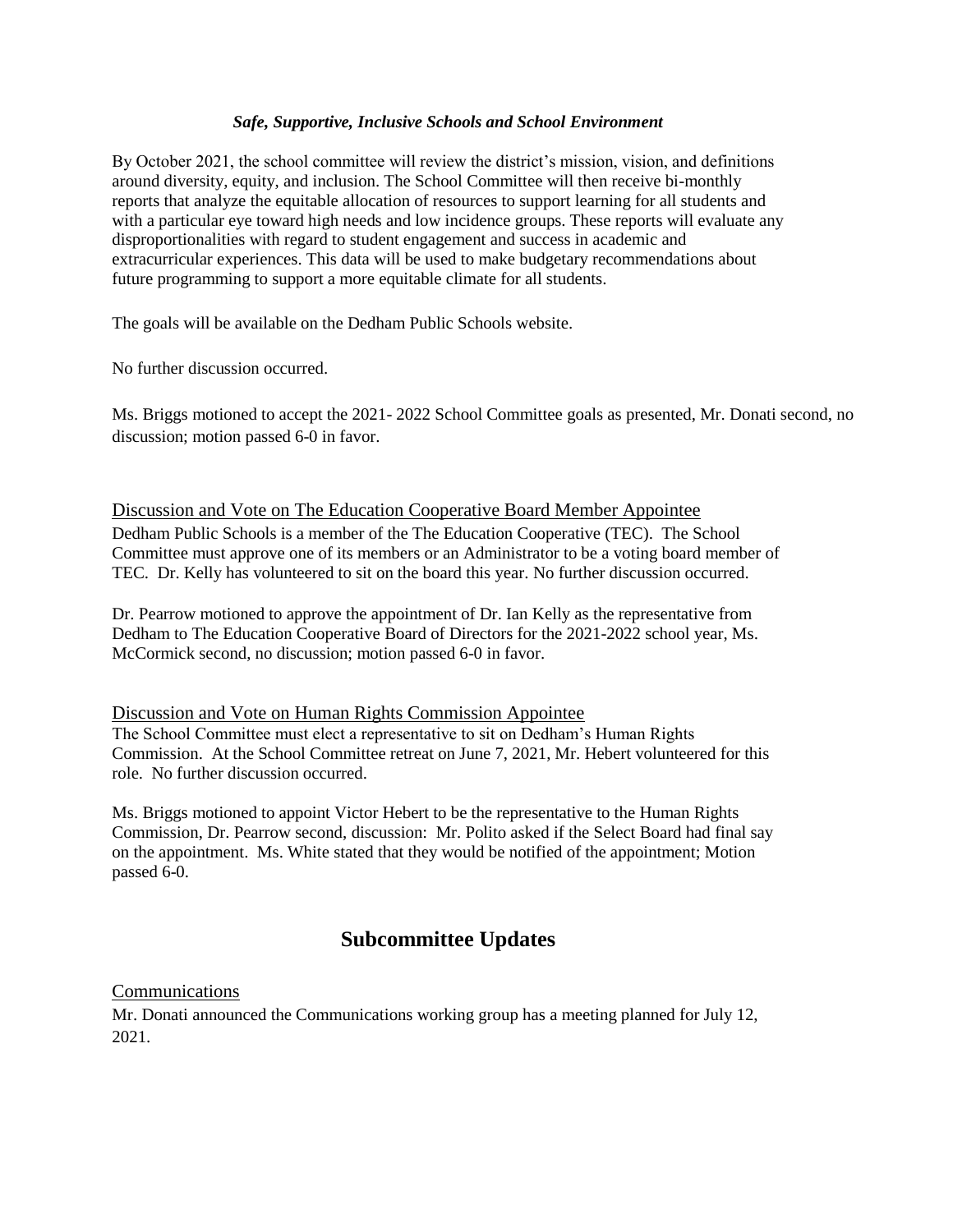***Safe, Supportive, Inclusive Schools and School Environment***

By October 2021, the school committee will review the district's mission, vision, and definitions around diversity, equity, and inclusion. The School Committee will then receive bi-monthly reports that analyze the equitable allocation of resources to support learning for all students and with a particular eye toward high needs and low incidence groups. These reports will evaluate any disproportionalities with regard to student engagement and success in academic and extracurricular experiences. This data will be used to make budgetary recommendations about future programming to support a more equitable climate for all students.

The goals will be available on the Dedham Public Schools website.

No further discussion occurred.

Ms. Briggs motioned to accept the 2021- 2022 School Committee goals as presented, Mr. Donati second, no discussion; motion passed 6-0 in favor.

### Discussion and Vote on The Education Cooperative Board Member Appointee

Dedham Public Schools is a member of the The Education Cooperative (TEC). The School Committee must approve one of its members or an Administrator to be a voting board member of TEC. Dr. Kelly has volunteered to sit on the board this year. No further discussion occurred.

Dr. Pearrow motioned to approve the appointment of Dr. Ian Kelly as the representative from Dedham to The Education Cooperative Board of Directors for the 2021-2022 school year, Ms. McCormick second, no discussion; motion passed 6-0 in favor.

### Discussion and Vote on Human Rights Commission Appointee

The School Committee must elect a representative to sit on Dedham's Human Rights Commission. At the School Committee retreat on June 7, 2021, Mr. Hebert volunteered for this role. No further discussion occurred.

Ms. Briggs motioned to appoint Victor Hebert to be the representative to the Human Rights Commission, Dr. Pearrow second, discussion: Mr. Polito asked if the Select Board had final say on the appointment. Ms. White stated that they would be notified of the appointment; Motion passed 6-0.

## Subcommittee Updates

### Communications

Mr. Donati announced the Communications working group has a meeting planned for July 12, 2021.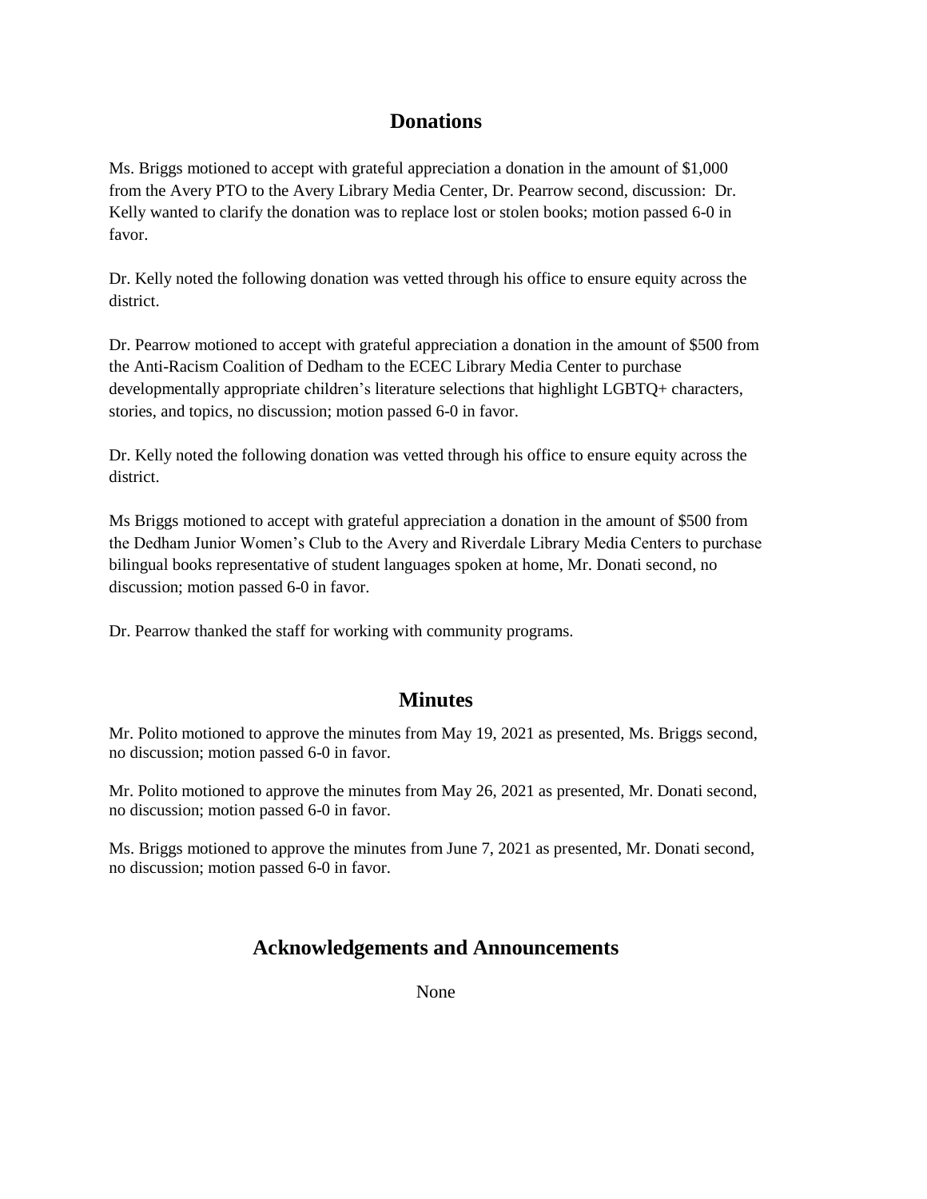## Donations

Ms. Briggs motioned to accept with grateful appreciation a donation in the amount of $1,000 from the Avery PTO to the Avery Library Media Center, Dr. Pearrow second, discussion: Dr. Kelly wanted to clarify the donation was to replace lost or stolen books; motion passed 6-0 in favor.

Dr. Kelly noted the following donation was vetted through his office to ensure equity across the district.

Dr. Pearrow motioned to accept with grateful appreciation a donation in the amount of $500 from the Anti-Racism Coalition of Dedham to the ECEC Library Media Center to purchase developmentally appropriate children's literature selections that highlight LGBTQ+ characters, stories, and topics, no discussion; motion passed 6-0 in favor.

Dr. Kelly noted the following donation was vetted through his office to ensure equity across the district.

Ms Briggs motioned to accept with grateful appreciation a donation in the amount of $500 from the Dedham Junior Women's Club to the Avery and Riverdale Library Media Centers to purchase bilingual books representative of student languages spoken at home, Mr. Donati second, no discussion; motion passed 6-0 in favor.

Dr. Pearrow thanked the staff for working with community programs.

## Minutes

Mr. Polito motioned to approve the minutes from May 19, 2021 as presented, Ms. Briggs second, no discussion; motion passed 6-0 in favor.

Mr. Polito motioned to approve the minutes from May 26, 2021 as presented, Mr. Donati second, no discussion; motion passed 6-0 in favor.

Ms. Briggs motioned to approve the minutes from June 7, 2021 as presented, Mr. Donati second, no discussion; motion passed 6-0 in favor.

## Acknowledgements and Announcements

None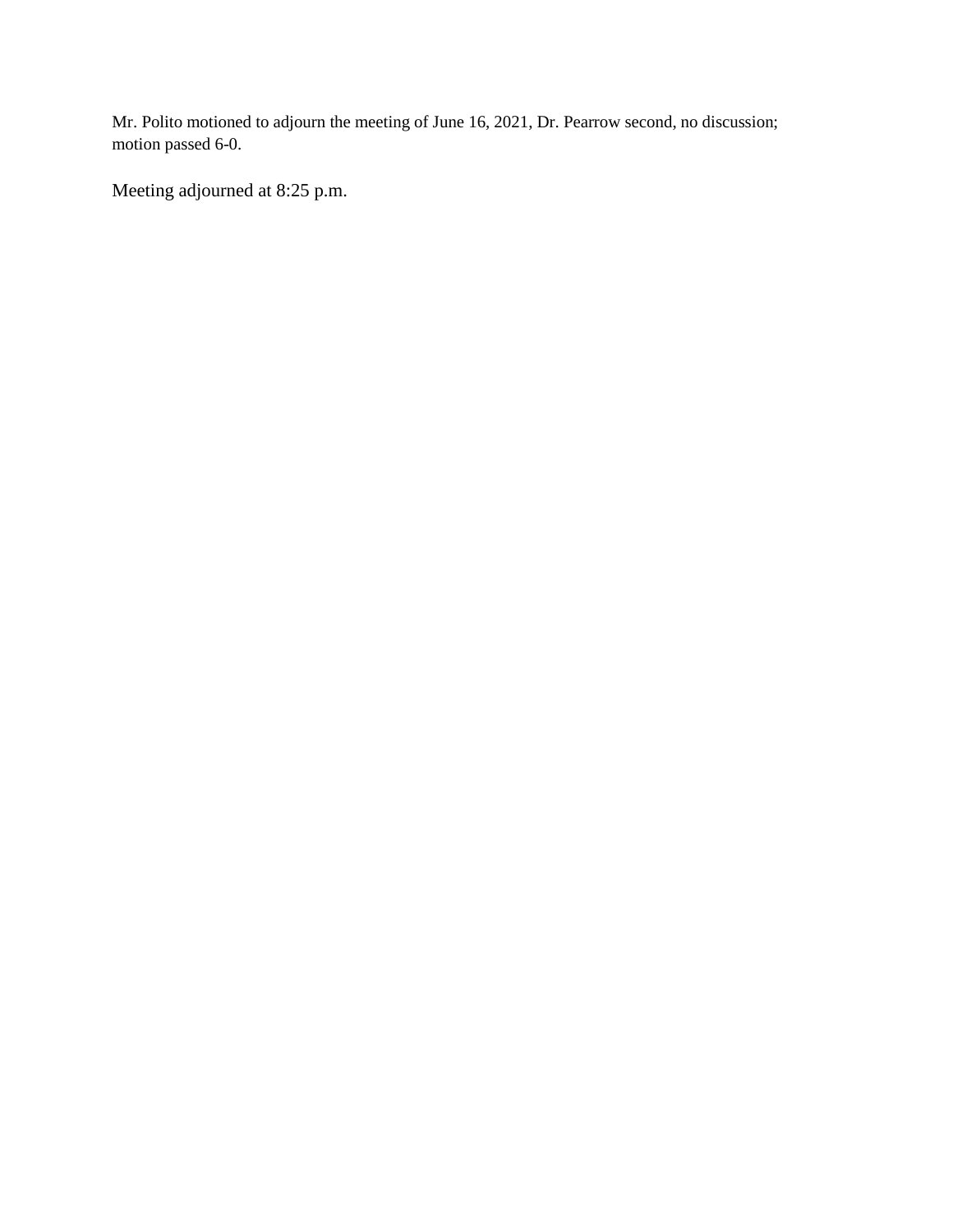Mr. Polito motioned to adjourn the meeting of June 16, 2021, Dr. Pearrow second, no discussion; motion passed 6-0.

Meeting adjourned at 8:25 p.m.